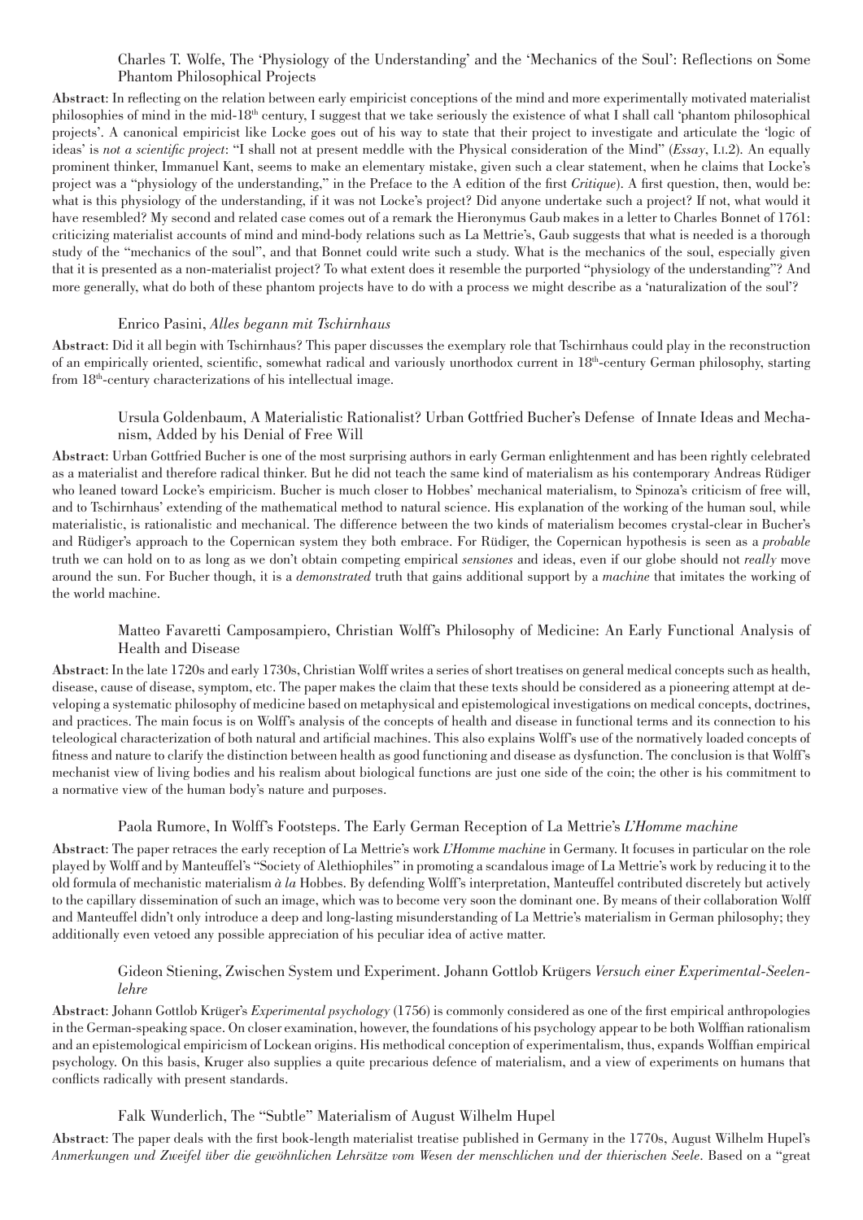### Charles T. Wolfe, The 'Physiology of the Understanding' and the 'Mechanics of the Soul': Reflections on Some Phantom Philosophical Projects

**Abstract**: In reflecting on the relation between early empiricist conceptions of the mind and more experimentally motivated materialist philosophies of mind in the mid-18th century, I suggest that we take seriously the existence of what I shall call 'phantom philosophical projects'. A canonical empiricist like Locke goes out of his way to state that their project to investigate and articulate the 'logic of ideas' is *not a scientific project*: "I shall not at present meddle with the Physical consideration of the Mind" (*Essay*, I.i.2). An equally prominent thinker, Immanuel Kant, seems to make an elementary mistake, given such a clear statement, when he claims that Locke's project was a "physiology of the understanding," in the Preface to the A edition of the first *Critique*). A first question, then, would be: what is this physiology of the understanding, if it was not Locke's project? Did anyone undertake such a project? If not, what would it have resembled? My second and related case comes out of a remark the Hieronymus Gaub makes in a letter to Charles Bonnet of 1761: criticizing materialist accounts of mind and mind-body relations such as La Mettrie's, Gaub suggests that what is needed is a thorough study of the "mechanics of the soul", and that Bonnet could write such a study. What is the mechanics of the soul, especially given that it is presented as a non-materialist project? To what extent does it resemble the purported "physiology of the understanding"? And more generally, what do both of these phantom projects have to do with a process we might describe as a 'naturalization of the soul'?

### Enrico Pasini, *Alles begann mit Tschirnhaus*

**Abstract**: Did it all begin with Tschirnhaus? This paper discusses the exemplary role that Tschirnhaus could play in the reconstruction of an empirically oriented, scientific, somewhat radical and variously unorthodox current in 18th-century German philosophy, starting from 18th-century characterizations of his intellectual image.

### Ursula Goldenbaum, A Materialistic Rationalist? Urban Gottfried Bucher's Defense of Innate Ideas and Mechanism, Added by his Denial of Free Will

**Abstract**: Urban Gottfried Bucher is one of the most surprising authors in early German enlightenment and has been rightly celebrated as a materialist and therefore radical thinker. But he did not teach the same kind of materialism as his contemporary Andreas Rüdiger who leaned toward Locke's empiricism. Bucher is much closer to Hobbes' mechanical materialism, to Spinoza's criticism of free will, and to Tschirnhaus' extending of the mathematical method to natural science. His explanation of the working of the human soul, while materialistic, is rationalistic and mechanical. The difference between the two kinds of materialism becomes crystal-clear in Bucher's and Rüdiger's approach to the Copernican system they both embrace. For Rüdiger, the Copernican hypothesis is seen as a *probable* truth we can hold on to as long as we don't obtain competing empirical *sensiones* and ideas, even if our globe should not *really* move around the sun. For Bucher though, it is a *demonstrated* truth that gains additional support by a *machine* that imitates the working of the world machine.

### Matteo Favaretti Camposampiero, Christian Wolff's Philosophy of Medicine: An Early Functional Analysis of Health and Disease

**Abstract**: In the late 1720s and early 1730s, Christian Wolff writes a series of short treatises on general medical concepts such as health, disease, cause of disease, symptom, etc. The paper makes the claim that these texts should be considered as a pioneering attempt at developing a systematic philosophy of medicine based on metaphysical and epistemological investigations on medical concepts, doctrines, and practices. The main focus is on Wolff's analysis of the concepts of health and disease in functional terms and its connection to his teleological characterization of both natural and artificial machines. This also explains Wolff's use of the normatively loaded concepts of fitness and nature to clarify the distinction between health as good functioning and disease as dysfunction. The conclusion is that Wolff's mechanist view of living bodies and his realism about biological functions are just one side of the coin; the other is his commitment to a normative view of the human body's nature and purposes.

### Paola Rumore, In Wolff's Footsteps. The Early German Reception of La Mettrie's *L'Homme machine*

**Abstract**: The paper retraces the early reception of La Mettrie's work *L'Homme machine* in Germany. It focuses in particular on the role played by Wolff and by Manteuffel's "Society of Alethiophiles" in promoting a scandalous image of La Mettrie's work by reducing it to the old formula of mechanistic materialism *à la* Hobbes. By defending Wolff's interpretation, Manteuffel contributed discretely but actively to the capillary dissemination of such an image, which was to become very soon the dominant one. By means of their collaboration Wolff and Manteuffel didn't only introduce a deep and long-lasting misunderstanding of La Mettrie's materialism in German philosophy; they additionally even vetoed any possible appreciation of his peculiar idea of active matter.

### Gideon Stiening, Zwischen System und Experiment. Johann Gottlob Krügers *Versuch einer Experimental-Seelenlehre*

**Abstract**: Johann Gottlob Krüger's *Experimental psychology* (1756) is commonly considered as one of the first empirical anthropologies in the German-speaking space. On closer examination, however, the foundations of his psychology appear to be both Wolffian rationalism and an epistemological empiricism of Lockean origins. His methodical conception of experimentalism, thus, expands Wolffian empirical psychology. On this basis, Kruger also supplies a quite precarious defence of materialism, and a view of experiments on humans that conflicts radically with present standards.

### Falk Wunderlich, The "Subtle" Materialism of August Wilhelm Hupel

**Abstract**: The paper deals with the first book-length materialist treatise published in Germany in the 1770s, August Wilhelm Hupel's *Anmerkungen und Zweifel über die gewöhnlichen Lehrsätze vom Wesen der menschlichen und der thierischen Seele*. Based on a "great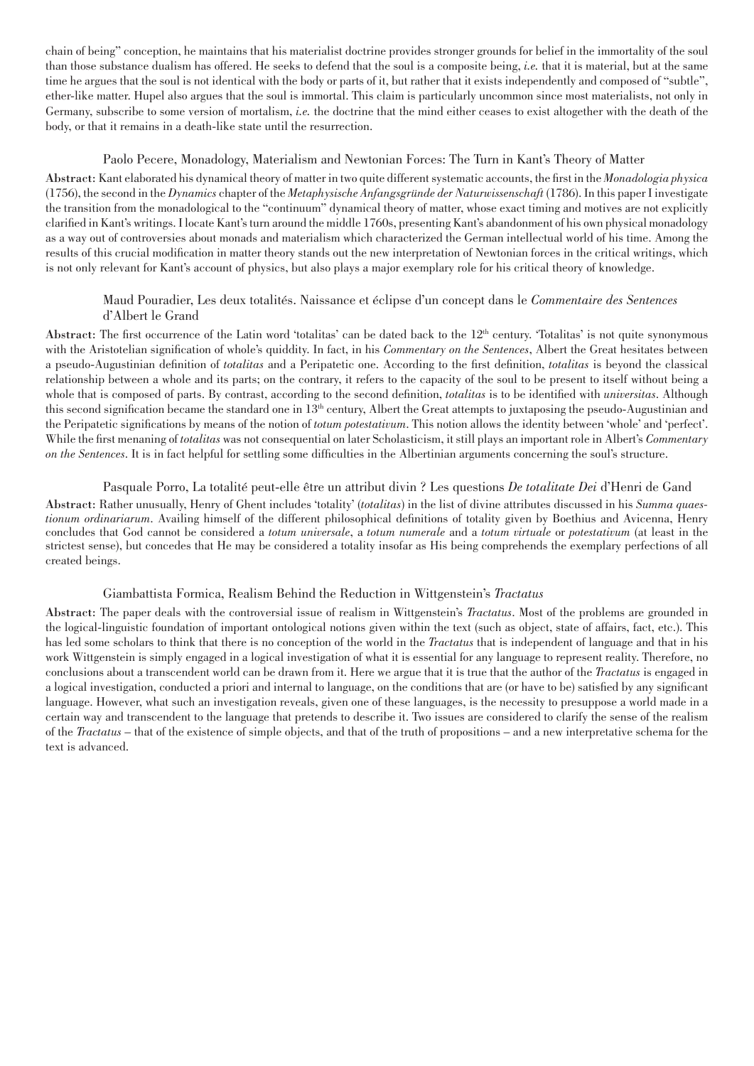chain of being" conception, he maintains that his materialist doctrine provides stronger grounds for belief in the immortality of the soul than those substance dualism has offered. He seeks to defend that the soul is a composite being, *i.e.* that it is material, but at the same time he argues that the soul is not identical with the body or parts of it, but rather that it exists independently and composed of "subtle", ether-like matter. Hupel also argues that the soul is immortal. This claim is particularly uncommon since most materialists, not only in Germany, subscribe to some version of mortalism, *i.e.* the doctrine that the mind either ceases to exist altogether with the death of the body, or that it remains in a death-like state until the resurrection.

### Paolo Pecere, Monadology, Materialism and Newtonian Forces: The Turn in Kant's Theory of Matter

**Abstract**: Kant elaborated his dynamical theory of matter in two quite different systematic accounts, the first in the *Monadologia physica* (1756), the second in the *Dynamics* chapter of the *Metaphysische Anfangsgründe der Naturwissenschaft* (1786). In this paper I investigate the transition from the monadological to the "continuum" dynamical theory of matter, whose exact timing and motives are not explicitly clarified in Kant's writings. I locate Kant's turn around the middle 1760s, presenting Kant's abandonment of his own physical monadology as a way out of controversies about monads and materialism which characterized the German intellectual world of his time. Among the results of this crucial modification in matter theory stands out the new interpretation of Newtonian forces in the critical writings, which is not only relevant for Kant's account of physics, but also plays a major exemplary role for his critical theory of knowledge.

### Maud Pouradier, Les deux totalités. Naissance et éclipse d'un concept dans le *Commentaire des Sentences* d'Albert le Grand

**Abstract**: The first occurrence of the Latin word 'totalitas' can be dated back to the 12th century. 'Totalitas' is not quite synonymous with the Aristotelian signification of whole's quiddity. In fact, in his *Commentary on the Sentences*, Albert the Great hesitates between a pseudo-Augustinian definition of *totalitas* and a Peripatetic one. According to the first definition, *totalitas* is beyond the classical relationship between a whole and its parts; on the contrary, it refers to the capacity of the soul to be present to itself without being a whole that is composed of parts. By contrast, according to the second definition, *totalitas* is to be identified with *universitas*. Although this second signification became the standard one in 13th century, Albert the Great attempts to juxtaposing the pseudo-Augustinian and the Peripatetic significations by means of the notion of *totum potestativum*. This notion allows the identity between 'whole' and 'perfect'. While the first menaning of *totalitas* was not consequential on later Scholasticism, it still plays an important role in Albert's *Commentary on the Sentences*. It is in fact helpful for settling some difficulties in the Albertinian arguments concerning the soul's structure.

### Pasquale Porro, La totalité peut-elle être un attribut divin ? Les questions *De totalitate Dei* d'Henri de Gand

**Abstract**: Rather unusually, Henry of Ghent includes 'totality' (*totalitas*) in the list of divine attributes discussed in his *Summa quaestionum ordinariarum*. Availing himself of the different philosophical definitions of totality given by Boethius and Avicenna, Henry concludes that God cannot be considered a *totum universale*, a *totum numerale* and a *totum virtuale* or *potestativum* (at least in the strictest sense), but concedes that He may be considered a totality insofar as His being comprehends the exemplary perfections of all created beings.

### Giambattista Formica, Realism Behind the Reduction in Wittgenstein's *Tractatus*

**Abstract**: The paper deals with the controversial issue of realism in Wittgenstein's *Tractatus*. Most of the problems are grounded in the logical-linguistic foundation of important ontological notions given within the text (such as object, state of affairs, fact, etc.). This has led some scholars to think that there is no conception of the world in the *Tractatus* that is independent of language and that in his work Wittgenstein is simply engaged in a logical investigation of what it is essential for any language to represent reality. Therefore, no conclusions about a transcendent world can be drawn from it. Here we argue that it is true that the author of the *Tractatus* is engaged in a logical investigation, conducted a priori and internal to language, on the conditions that are (or have to be) satisfied by any significant language. However, what such an investigation reveals, given one of these languages, is the necessity to presuppose a world made in a certain way and transcendent to the language that pretends to describe it. Two issues are considered to clarify the sense of the realism of the *Tractatus* – that of the existence of simple objects, and that of the truth of propositions – and a new interpretative schema for the text is advanced.